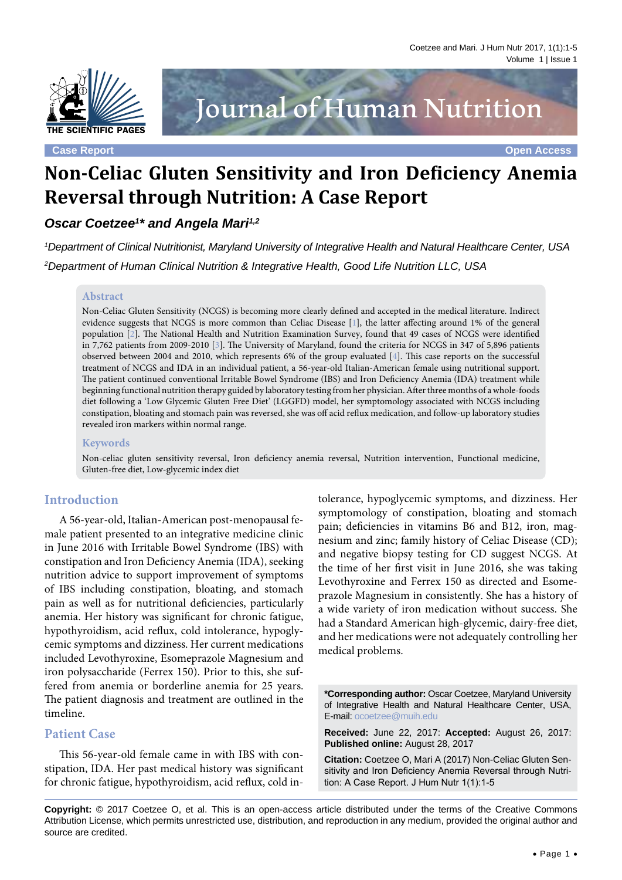Case Report

Open Access

# Non-Celiac Gluten Sensitivity and Iron Deficiency Anemia Reversal through Nutrition: A Case Report

***Oscar Coetzee[1]\* and Angela Mari[1,2]***

*[1]Department of Clinical Nutritionist, Maryland University of Integrative Health and Natural Healthcare Center, USA*

*[2]Department of Human Clinical Nutrition & Integrative Health, Good Life Nutrition LLC, USA*

## Abstract

Non-Celiac Gluten Sensitivity (NCGS) is becoming more clearly defined and accepted in the medical literature. Indirect evidence suggests that NCGS is more common than Celiac Disease [1], the latter affecting around 1% of the general population [2]. The National Health and Nutrition Examination Survey, found that 49 cases of NCGS were identified in 7,762 patients from 2009-2010 [3]. The University of Maryland, found the criteria for NCGS in 347 of 5,896 patients observed between 2004 and 2010, which represents 6% of the group evaluated [4]. This case reports on the successful treatment of NCGS and IDA in an individual patient, a 56-year-old Italian-American female using nutritional support. The patient continued conventional Irritable Bowel Syndrome (IBS) and Iron Deficiency Anemia (IDA) treatment while beginning functional nutrition therapy guided by laboratory testing from her physician. After three months of a whole-foods diet following a 'Low Glycemic Gluten Free Diet' (LGGFD) model, her symptomology associated with NCGS including constipation, bloating and stomach pain was reversed, she was off acid reflux medication, and follow-up laboratory studies revealed iron markers within normal range.

## Keywords

Non-celiac gluten sensitivity reversal, Iron deficiency anemia reversal, Nutrition intervention, Functional medicine, Gluten-free diet, Low-glycemic index diet

## Introduction

A 56-year-old, Italian-American post-menopausal female patient presented to an integrative medicine clinic in June 2016 with Irritable Bowel Syndrome (IBS) with constipation and Iron Deficiency Anemia (IDA), seeking nutrition advice to support improvement of symptoms of IBS including constipation, bloating, and stomach pain as well as for nutritional deficiencies, particularly anemia. Her history was significant for chronic fatigue, hypothyroidism, acid reflux, cold intolerance, hypoglycemic symptoms and dizziness. Her current medications included Levothyroxine, Esomeprazole Magnesium and iron polysaccharide (Ferrex 150). Prior to this, she suffered from anemia or borderline anemia for 25 years. The patient diagnosis and treatment are outlined in the timeline.

## Patient Case

This 56-year-old female came in with IBS with constipation, IDA. Her past medical history was significant for chronic fatigue, hypothyroidism, acid reflux, cold intolerance, hypoglycemic symptoms, and dizziness. Her symptomology of constipation, bloating and stomach pain; deficiencies in vitamins B6 and B12, iron, magnesium and zinc; family history of Celiac Disease (CD); and negative biopsy testing for CD suggest NCGS. At the time of her first visit in June 2016, she was taking Levothyroxine and Ferrex 150 as directed and Esomeprazole Magnesium in consistently. She has a history of a wide variety of iron medication without success. She had a Standard American high-glycemic, dairy-free diet, and her medications were not adequately controlling her medical problems.

**\*Corresponding author:** Oscar Coetzee, Maryland University of Integrative Health and Natural Healthcare Center, USA, E-mail: ocoetzee@muih.edu

**Received:** June 22, 2017: **Accepted:** August 26, 2017: **Published online:** August 28, 2017

**Citation:** Coetzee O, Mari A (2017) Non-Celiac Gluten Sensitivity and Iron Deficiency Anemia Reversal through Nutrition: A Case Report. J Hum Nutr 1(1):1-5

**Copyright:** © 2017 Coetzee O, et al. This is an open-access article distributed under the terms of the Creative Commons Attribution License, which permits unrestricted use, distribution, and reproduction in any medium, provided the original author and source are credited.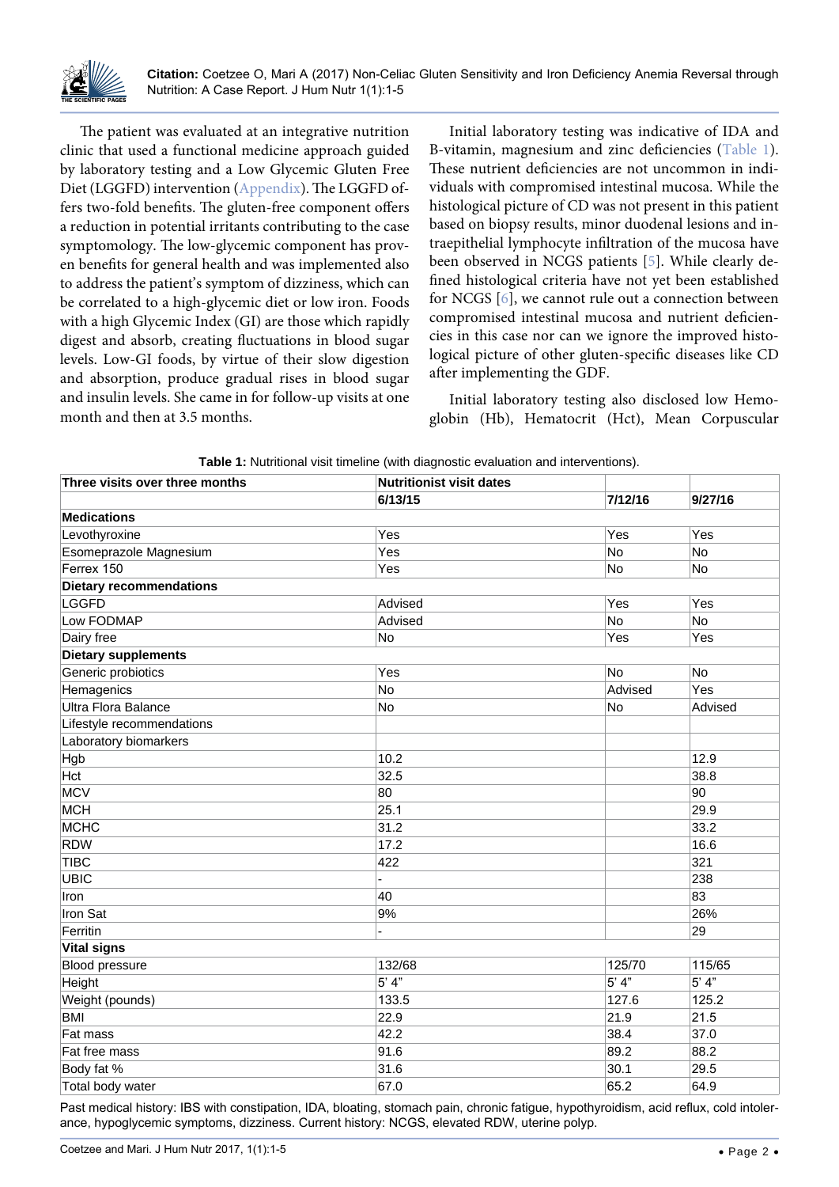The patient was evaluated at an integrative nutrition clinic that used a functional medicine approach guided by laboratory testing and a Low Glycemic Gluten Free Diet (LGGFD) intervention (Appendix). The LGGFD offers two-fold benefits. The gluten-free component offers a reduction in potential irritants contributing to the case symptomology. The low-glycemic component has proven benefits for general health and was implemented also to address the patient's symptom of dizziness, which can be correlated to a high-glycemic diet or low iron. Foods with a high Glycemic Index (GI) are those which rapidly digest and absorb, creating fluctuations in blood sugar levels. Low-GI foods, by virtue of their slow digestion and absorption, produce gradual rises in blood sugar and insulin levels. She came in for follow-up visits at one month and then at 3.5 months.

Initial laboratory testing was indicative of IDA and B-vitamin, magnesium and zinc deficiencies (Table 1). These nutrient deficiencies are not uncommon in individuals with compromised intestinal mucosa. While the histological picture of CD was not present in this patient based on biopsy results, minor duodenal lesions and intraepithelial lymphocyte infiltration of the mucosa have been observed in NCGS patients [5]. While clearly defined histological criteria have not yet been established for NCGS [6], we cannot rule out a connection between compromised intestinal mucosa and nutrient deficiencies in this case nor can we ignore the improved histological picture of other gluten-specific diseases like CD after implementing the GDF.

Initial laboratory testing also disclosed low Hemoglobin (Hb), Hematocrit (Hct), Mean Corpuscular

**Table 1:** Nutritional visit timeline (with diagnostic evaluation and interventions).

| Three visits over three months | Nutritionist visit dates | | |
|---|---|---|---|
| | 6/13/15 | 7/12/16 | 9/27/16 |
| **Medications** | | | |
| Levothyroxine | Yes | Yes | Yes |
| Esomeprazole Magnesium | Yes | No | No |
| Ferrex 150 | Yes | No | No |
| **Dietary recommendations** | | | |
| LGGFD | Advised | Yes | Yes |
| Low FODMAP | Advised | No | No |
| Dairy free | No | Yes | Yes |
| **Dietary supplements** | | | |
| Generic probiotics | Yes | No | No |
| Hemagenics | No | Advised | Yes |
| Ultra Flora Balance | No | No | Advised |
| Lifestyle recommendations | | | |
| Laboratory biomarkers | | | |
| Hgb | 10.2 | | 12.9 |
| Hct | 32.5 | | 38.8 |
| MCV | 80 | | 90 |
| MCH | 25.1 | | 29.9 |
| MCHC | 31.2 | | 33.2 |
| RDW | 17.2 | | 16.6 |
| TIBC | 422 | | 321 |
| UBIC | - | | 238 |
| Iron | 40 | | 83 |
| Iron Sat | 9% | | 26% |
| Ferritin | - | | 29 |
| **Vital signs** | | | |
| Blood pressure | 132/68 | 125/70 | 115/65 |
| Height | 5' 4" | 5' 4" | 5' 4" |
| Weight (pounds) | 133.5 | 127.6 | 125.2 |
| BMI | 22.9 | 21.9 | 21.5 |
| Fat mass | 42.2 | 38.4 | 37.0 |
| Fat free mass | 91.6 | 89.2 | 88.2 |
| Body fat % | 31.6 | 30.1 | 29.5 |
| Total body water | 67.0 | 65.2 | 64.9 |

Past medical history: IBS with constipation, IDA, bloating, stomach pain, chronic fatigue, hypothyroidism, acid reflux, cold intolerance, hypoglycemic symptoms, dizziness. Current history: NCGS, elevated RDW, uterine polyp.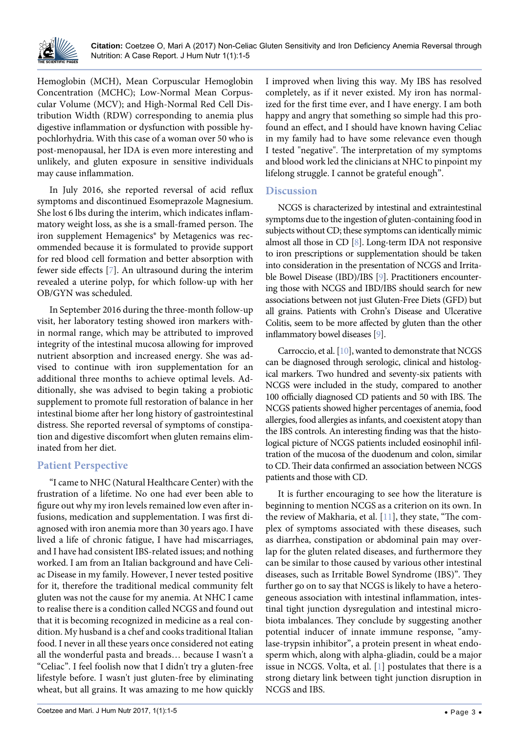Hemoglobin (MCH), Mean Corpuscular Hemoglobin Concentration (MCHC); Low-Normal Mean Corpuscular Volume (MCV); and High-Normal Red Cell Distribution Width (RDW) corresponding to anemia plus digestive inflammation or dysfunction with possible hypochlorhydria. With this case of a woman over 50 who is post-menopausal, her IDA is even more interesting and unlikely, and gluten exposure in sensitive individuals may cause inflammation.

In July 2016, she reported reversal of acid reflux symptoms and discontinued Esomeprazole Magnesium. She lost 6 lbs during the interim, which indicates inflammatory weight loss, as she is a small-framed person. The iron supplement Hemagenics® by Metagenics was recommended because it is formulated to provide support for red blood cell formation and better absorption with fewer side effects [7]. An ultrasound during the interim revealed a uterine polyp, for which follow-up with her OB/GYN was scheduled.

In September 2016 during the three-month follow-up visit, her laboratory testing showed iron markers within normal range, which may be attributed to improved integrity of the intestinal mucosa allowing for improved nutrient absorption and increased energy. She was advised to continue with iron supplementation for an additional three months to achieve optimal levels. Additionally, she was advised to begin taking a probiotic supplement to promote full restoration of balance in her intestinal biome after her long history of gastrointestinal distress. She reported reversal of symptoms of constipation and digestive discomfort when gluten remains eliminated from her diet.

## Patient Perspective

"I came to NHC (Natural Healthcare Center) with the frustration of a lifetime. No one had ever been able to figure out why my iron levels remained low even after infusions, medication and supplementation. I was first diagnosed with iron anemia more than 30 years ago. I have lived a life of chronic fatigue, I have had miscarriages, and I have had consistent IBS-related issues; and nothing worked. I am from an Italian background and have Celiac Disease in my family. However, I never tested positive for it, therefore the traditional medical community felt gluten was not the cause for my anemia. At NHC I came to realise there is a condition called NCGS and found out that it is becoming recognized in medicine as a real condition. My husband is a chef and cooks traditional Italian food. I never in all these years once considered not eating all the wonderful pasta and breads… because I wasn't a "Celiac". I feel foolish now that I didn't try a gluten-free lifestyle before. I wasn't just gluten-free by eliminating wheat, but all grains. It was amazing to me how quickly I improved when living this way. My IBS has resolved completely, as if it never existed. My iron has normalized for the first time ever, and I have energy. I am both happy and angry that something so simple had this profound an effect, and I should have known having Celiac in my family had to have some relevance even though I tested "negative". The interpretation of my symptoms and blood work led the clinicians at NHC to pinpoint my lifelong struggle. I cannot be grateful enough".

## Discussion

NCGS is characterized by intestinal and extraintestinal symptoms due to the ingestion of gluten-containing food in subjects without CD; these symptoms can identically mimic almost all those in CD [8]. Long-term IDA not responsive to iron prescriptions or supplementation should be taken into consideration in the presentation of NCGS and Irritable Bowel Disease (IBD)/IBS [9]. Practitioners encountering those with NCGS and IBD/IBS should search for new associations between not just Gluten-Free Diets (GFD) but all grains. Patients with Crohn's Disease and Ulcerative Colitis, seem to be more affected by gluten than the other inflammatory bowel diseases [9].

Carroccio, et al. [10], wanted to demonstrate that NCGS can be diagnosed through serologic, clinical and histological markers. Two hundred and seventy-six patients with NCGS were included in the study, compared to another 100 officially diagnosed CD patients and 50 with IBS. The NCGS patients showed higher percentages of anemia, food allergies, food allergies as infants, and coexistent atopy than the IBS controls. An interesting finding was that the histological picture of NCGS patients included eosinophil infiltration of the mucosa of the duodenum and colon, similar to CD. Their data confirmed an association between NCGS patients and those with CD.

It is further encouraging to see how the literature is beginning to mention NCGS as a criterion on its own. In the review of Makharia, et al. [11], they state, "The complex of symptoms associated with these diseases, such as diarrhea, constipation or abdominal pain may overlap for the gluten related diseases, and furthermore they can be similar to those caused by various other intestinal diseases, such as Irritable Bowel Syndrome (IBS)". They further go on to say that NCGS is likely to have a heterogeneous association with intestinal inflammation, intestinal tight junction dysregulation and intestinal microbiota imbalances. They conclude by suggesting another potential inducer of innate immune response, "amylase-trypsin inhibitor", a protein present in wheat endosperm which, along with alpha-gliadin, could be a major issue in NCGS. Volta, et al. [1] postulates that there is a strong dietary link between tight junction disruption in NCGS and IBS.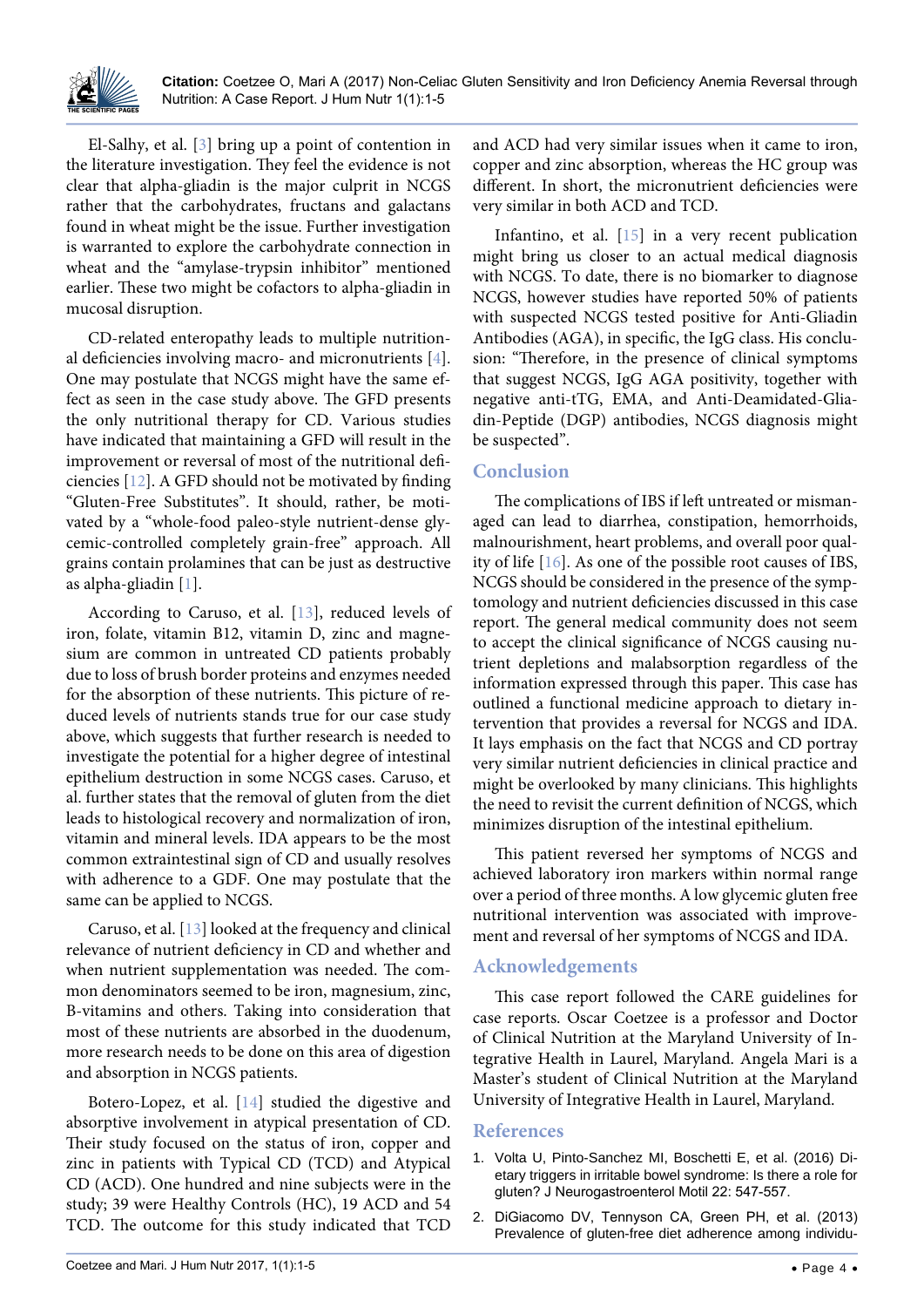El-Salhy, et al. [3] bring up a point of contention in the literature investigation. They feel the evidence is not clear that alpha-gliadin is the major culprit in NCGS rather that the carbohydrates, fructans and galactans found in wheat might be the issue. Further investigation is warranted to explore the carbohydrate connection in wheat and the "amylase-trypsin inhibitor" mentioned earlier. These two might be cofactors to alpha-gliadin in mucosal disruption.

CD-related enteropathy leads to multiple nutritional deficiencies involving macro- and micronutrients [4]. One may postulate that NCGS might have the same effect as seen in the case study above. The GFD presents the only nutritional therapy for CD. Various studies have indicated that maintaining a GFD will result in the improvement or reversal of most of the nutritional deficiencies [12]. A GFD should not be motivated by finding "Gluten-Free Substitutes". It should, rather, be motivated by a "whole-food paleo-style nutrient-dense glycemic-controlled completely grain-free" approach. All grains contain prolamines that can be just as destructive as alpha-gliadin [1].

According to Caruso, et al. [13], reduced levels of iron, folate, vitamin B12, vitamin D, zinc and magnesium are common in untreated CD patients probably due to loss of brush border proteins and enzymes needed for the absorption of these nutrients. This picture of reduced levels of nutrients stands true for our case study above, which suggests that further research is needed to investigate the potential for a higher degree of intestinal epithelium destruction in some NCGS cases. Caruso, et al. further states that the removal of gluten from the diet leads to histological recovery and normalization of iron, vitamin and mineral levels. IDA appears to be the most common extraintestinal sign of CD and usually resolves with adherence to a GDF. One may postulate that the same can be applied to NCGS.

Caruso, et al. [13] looked at the frequency and clinical relevance of nutrient deficiency in CD and whether and when nutrient supplementation was needed. The common denominators seemed to be iron, magnesium, zinc, B-vitamins and others. Taking into consideration that most of these nutrients are absorbed in the duodenum, more research needs to be done on this area of digestion and absorption in NCGS patients.

Botero-Lopez, et al. [14] studied the digestive and absorptive involvement in atypical presentation of CD. Their study focused on the status of iron, copper and zinc in patients with Typical CD (TCD) and Atypical CD (ACD). One hundred and nine subjects were in the study; 39 were Healthy Controls (HC), 19 ACD and 54 TCD. The outcome for this study indicated that TCD and ACD had very similar issues when it came to iron, copper and zinc absorption, whereas the HC group was different. In short, the micronutrient deficiencies were very similar in both ACD and TCD.

Infantino, et al. [15] in a very recent publication might bring us closer to an actual medical diagnosis with NCGS. To date, there is no biomarker to diagnose NCGS, however studies have reported 50% of patients with suspected NCGS tested positive for Anti-Gliadin Antibodies (AGA), in specific, the IgG class. His conclusion: "Therefore, in the presence of clinical symptoms that suggest NCGS, IgG AGA positivity, together with negative anti-tTG, EMA, and Anti-Deamidated-Gliadin-Peptide (DGP) antibodies, NCGS diagnosis might be suspected".

## Conclusion

The complications of IBS if left untreated or mismanaged can lead to diarrhea, constipation, hemorrhoids, malnourishment, heart problems, and overall poor quality of life [16]. As one of the possible root causes of IBS, NCGS should be considered in the presence of the symptomatology and nutrient deficiencies discussed in this case report. The general medical community does not seem to accept the clinical significance of NCGS causing nutrient depletions and malabsorption regardless of the information expressed through this paper. This case has outlined a functional medicine approach to dietary intervention that provides a reversal for NCGS and IDA. It lays emphasis on the fact that NCGS and CD portray very similar nutrient deficiencies in clinical practice and might be overlooked by many clinicians. This highlights the need to revisit the current definition of NCGS, which minimizes disruption of the intestinal epithelium.

This patient reversed her symptoms of NCGS and achieved laboratory iron markers within normal range over a period of three months. A low glycemic gluten free nutritional intervention was associated with improvement and reversal of her symptoms of NCGS and IDA.

## Acknowledgements

This case report followed the CARE guidelines for case reports. Oscar Coetzee is a professor and Doctor of Clinical Nutrition at the Maryland University of Integrative Health in Laurel, Maryland. Angela Mari is a Master's student of Clinical Nutrition at the Maryland University of Integrative Health in Laurel, Maryland.

## References

1. Volta U, Pinto-Sanchez MI, Boschetti E, et al. (2016) Dietary triggers in irritable bowel syndrome: Is there a role for gluten? J Neurogastroenterol Motil 22: 547-557.
2. DiGiacomo DV, Tennyson CA, Green PH, et al. (2013) Prevalence of gluten-free diet adherence among individu-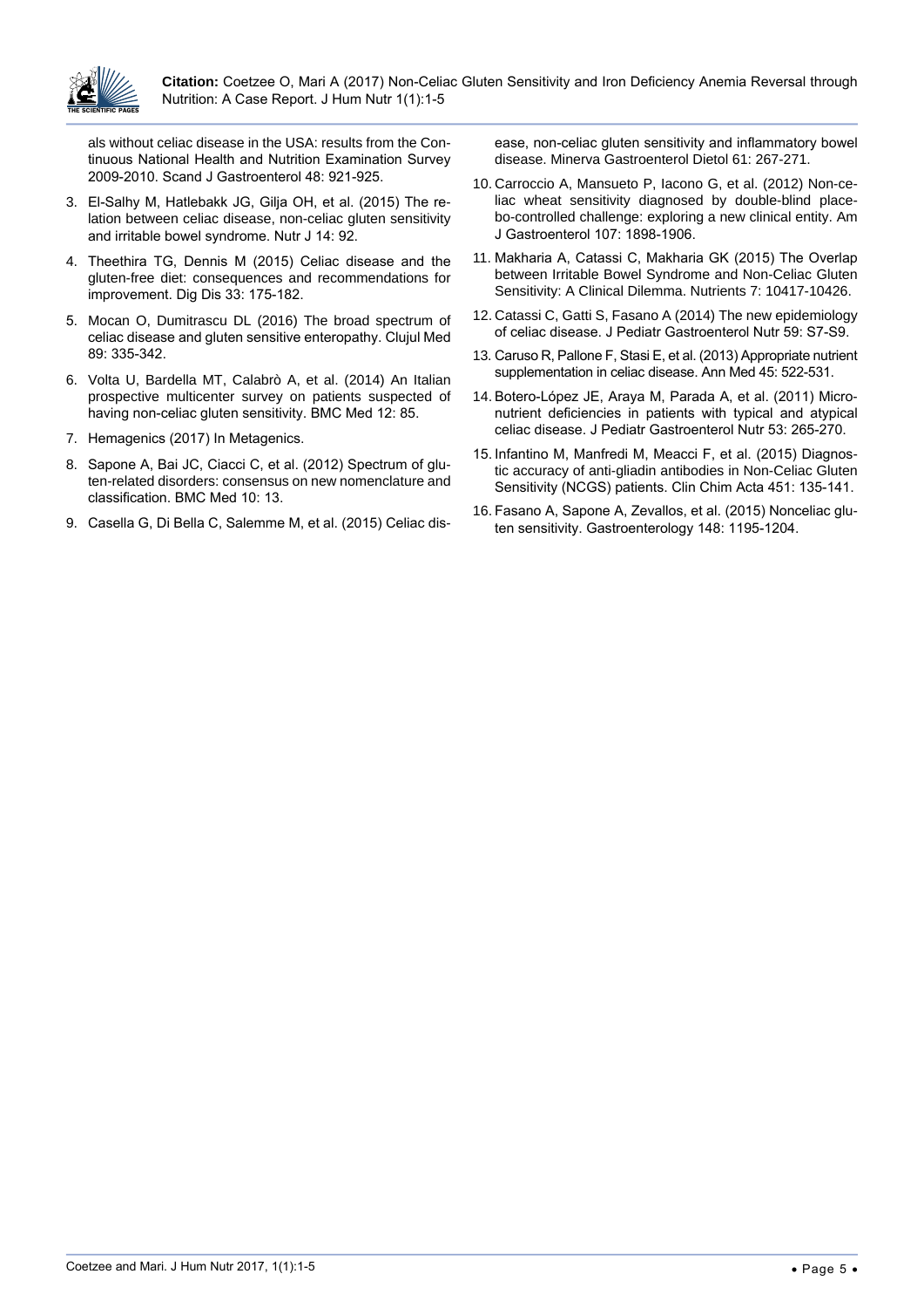als without celiac disease in the USA: results from the Continuous National Health and Nutrition Examination Survey 2009-2010. Scand J Gastroenterol 48: 921-925.

3. El-Salhy M, Hatlebakk JG, Gilja OH, et al. (2015) The relation between celiac disease, non-celiac gluten sensitivity and irritable bowel syndrome. Nutr J 14: 92.
4. Theethira TG, Dennis M (2015) Celiac disease and the gluten-free diet: consequences and recommendations for improvement. Dig Dis 33: 175-182.
5. Mocan O, Dumitrascu DL (2016) The broad spectrum of celiac disease and gluten sensitive enteropathy. Clujul Med 89: 335-342.
6. Volta U, Bardella MT, Calabrò A, et al. (2014) An Italian prospective multicenter survey on patients suspected of having non-celiac gluten sensitivity. BMC Med 12: 85.
7. Hemagenics (2017) In Metagenics.
8. Sapone A, Bai JC, Ciacci C, et al. (2012) Spectrum of gluten-related disorders: consensus on new nomenclature and classification. BMC Med 10: 13.
9. Casella G, Di Bella C, Salemme M, et al. (2015) Celiac disease, non-celiac gluten sensitivity and inflammatory bowel disease. Minerva Gastroenterol Dietol 61: 267-271.
10. Carroccio A, Mansueto P, Iacono G, et al. (2012) Non-celiac wheat sensitivity diagnosed by double-blind placebo-controlled challenge: exploring a new clinical entity. Am J Gastroenterol 107: 1898-1906.
11. Makharia A, Catassi C, Makharia GK (2015) The Overlap between Irritable Bowel Syndrome and Non-Celiac Gluten Sensitivity: A Clinical Dilemma. Nutrients 7: 10417-10426.
12. Catassi C, Gatti S, Fasano A (2014) The new epidemiology of celiac disease. J Pediatr Gastroenterol Nutr 59: S7-S9.
13. Caruso R, Pallone F, Stasi E, et al. (2013) Appropriate nutrient supplementation in celiac disease. Ann Med 45: 522-531.
14. Botero-López JE, Araya M, Parada A, et al. (2011) Micronutrient deficiencies in patients with typical and atypical celiac disease. J Pediatr Gastroenterol Nutr 53: 265-270.
15. Infantino M, Manfredi M, Meacci F, et al. (2015) Diagnostic accuracy of anti-gliadin antibodies in Non-Celiac Gluten Sensitivity (NCGS) patients. Clin Chim Acta 451: 135-141.
16. Fasano A, Sapone A, Zevallos, et al. (2015) Nonceliac gluten sensitivity. Gastroenterology 148: 1195-1204.